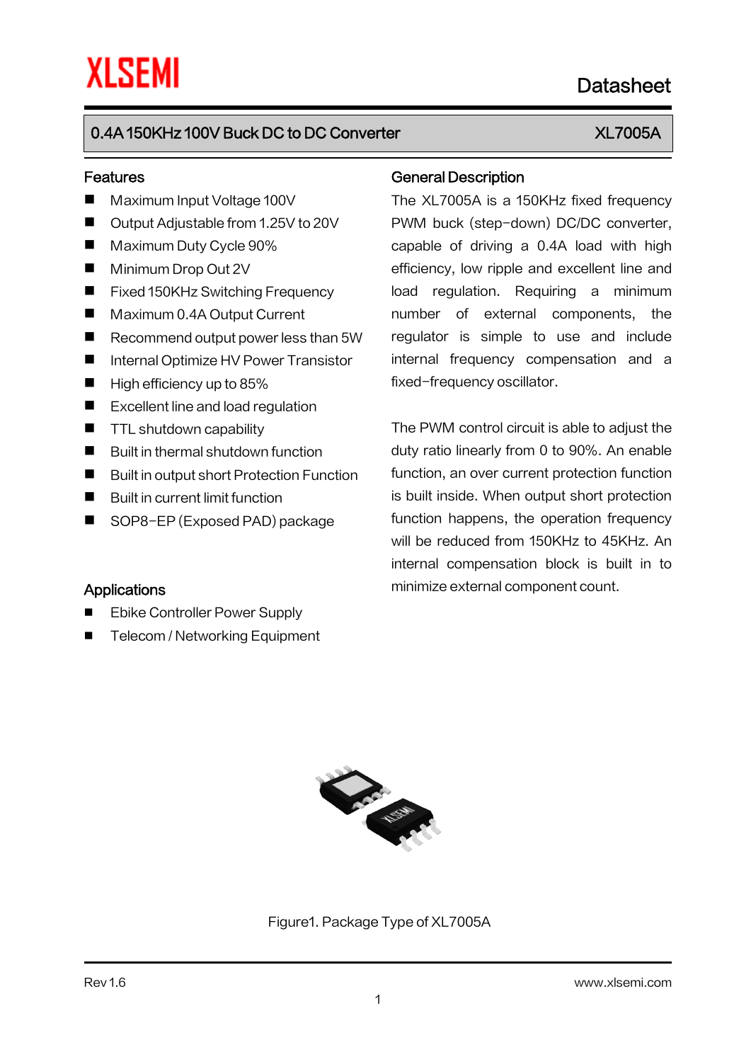XLSEMI

Datasheet

# 0.4A 150KHz 100V Buck DC to DC Converter — XL7005A

## Features

- Maximum Input Voltage 100V
- Output Adjustable from 1.25V to 20V
- Maximum Duty Cycle 90%
- Minimum Drop Out 2V
- Fixed 150KHz Switching Frequency
- Maximum 0.4A Output Current
- Recommend output power less than 5W
- Internal Optimize HV Power Transistor
- High efficiency up to 85%
- Excellent line and load regulation
- TTL shutdown capability
- Built in thermal shutdown function
- Built in output short Protection Function
- Built in current limit function
- SOP8-EP (Exposed PAD) package

## Applications

- Ebike Controller Power Supply
- Telecom / Networking Equipment

## General Description

The XL7005A is a 150KHz fixed frequency PWM buck (step-down) DC/DC converter, capable of driving a 0.4A load with high efficiency, low ripple and excellent line and load regulation. Requiring a minimum number of external components, the regulator is simple to use and include internal frequency compensation and a fixed-frequency oscillator.

The PWM control circuit is able to adjust the duty ratio linearly from 0 to 90%. An enable function, an over current protection function is built inside. When output short protection function happens, the operation frequency will be reduced from 150KHz to 45KHz. An internal compensation block is built in to minimize external component count.

Figure1. Package Type of XL7005A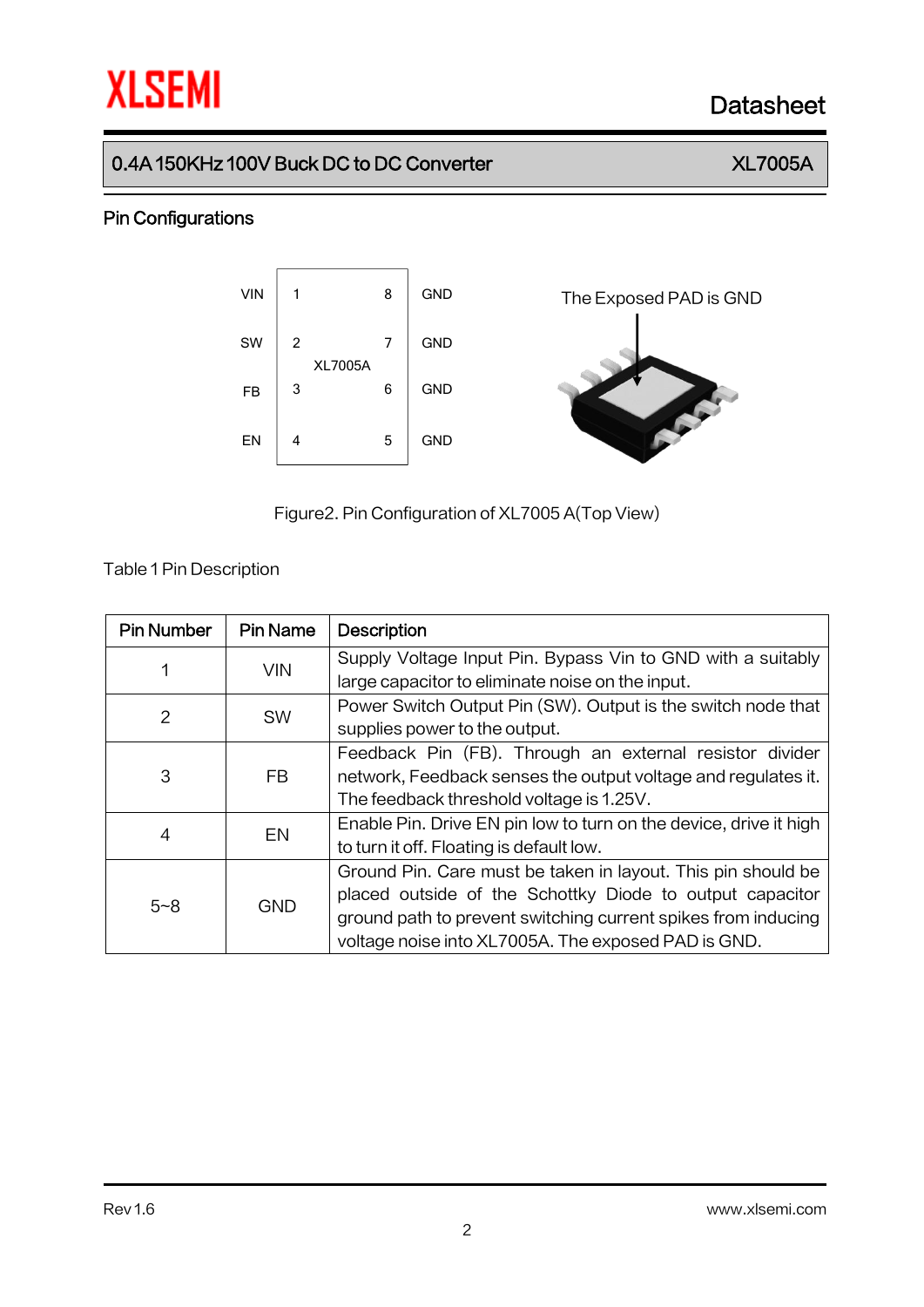## Pin Configurations

| | | | |
|---|---|---|---|
| VIN | 1 | 8 | GND |
| SW | 2 | 7 | GND |
| FB | 3 | 6 | GND |
| EN | 4 | 5 | GND |

XL7005A

The Exposed PAD is GND

Figure2. Pin Configuration of XL7005 A(Top View)

Table 1 Pin Description

| Pin Number | Pin Name | Description |
|---|---|---|
| 1 | VIN | Supply Voltage Input Pin. Bypass Vin to GND with a suitably large capacitor to eliminate noise on the input. |
| 2 | SW | Power Switch Output Pin (SW). Output is the switch node that supplies power to the output. |
| 3 | FB | Feedback Pin (FB). Through an external resistor divider network, Feedback senses the output voltage and regulates it. The feedback threshold voltage is 1.25V. |
| 4 | EN | Enable Pin. Drive EN pin low to turn on the device, drive it high to turn it off. Floating is default low. |
| 5~8 | GND | Ground Pin. Care must be taken in layout. This pin should be placed outside of the Schottky Diode to output capacitor ground path to prevent switching current spikes from inducing voltage noise into XL7005A. The exposed PAD is GND. |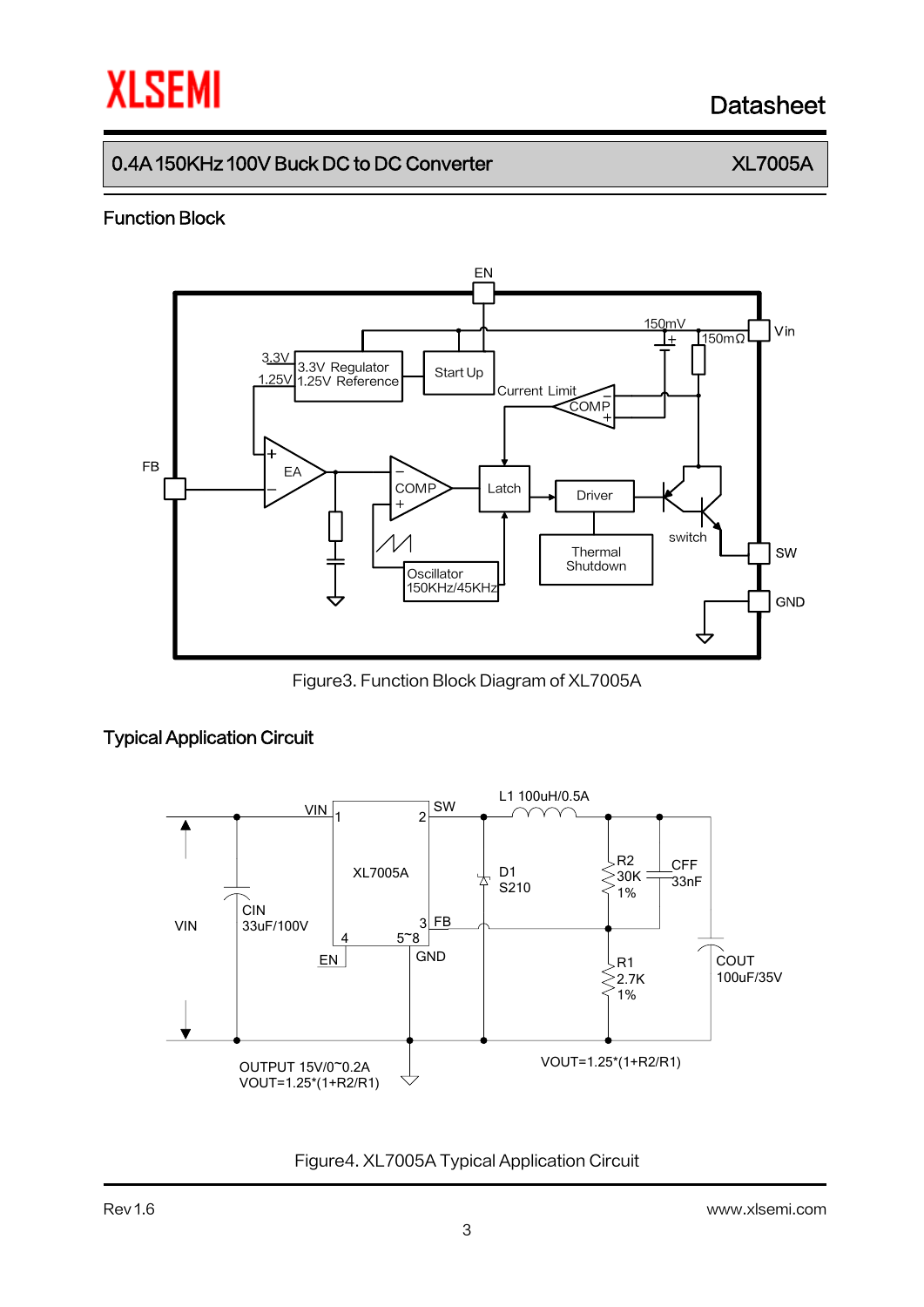## Function Block

Figure3. Function Block Diagram of XL7005A

## Typical Application Circuit

Figure4. XL7005A Typical Application Circuit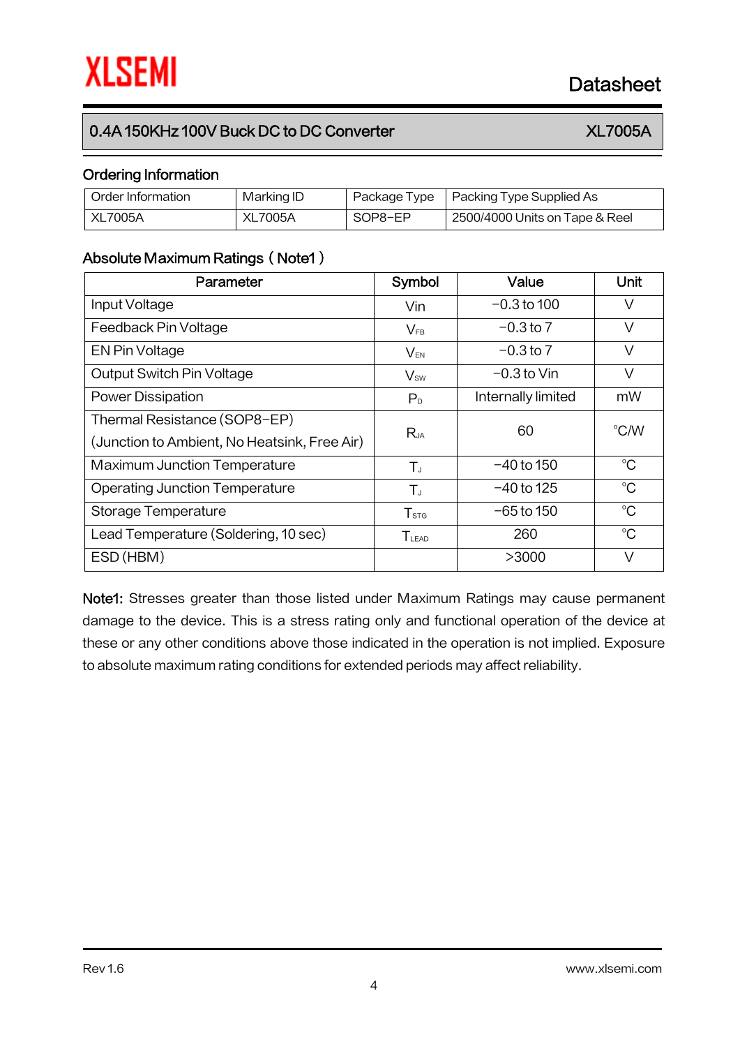## 0.4A 150KHz 100V Buck DC to DC Converter — XL7005A

### Ordering Information

| Order Information | Marking ID | Package Type | Packing Type Supplied As |
|---|---|---|---|
| XL7005A | XL7005A | SOP8-EP | 2500/4000 Units on Tape & Reel |

### Absolute Maximum Ratings（Note1）

| Parameter | Symbol | Value | Unit |
|---|---|---|---|
| Input Voltage | Vin | -0.3 to 100 | V |
| Feedback Pin Voltage | $V_{FB}$ | -0.3 to 7 | V |
| EN Pin Voltage | $V_{EN}$ | -0.3 to 7 | V |
| Output Switch Pin Voltage | $V_{SW}$ | -0.3 to Vin | V |
| Power Dissipation | $P_D$ | Internally limited | mW |
| Thermal Resistance (SOP8-EP) (Junction to Ambient, No Heatsink, Free Air) | $R_{JA}$ | 60 | °C/W |
| Maximum Junction Temperature | $T_J$ | -40 to 150 | °C |
| Operating Junction Temperature | $T_J$ | -40 to 125 | °C |
| Storage Temperature | $T_{STG}$ | -65 to 150 | °C |
| Lead Temperature (Soldering, 10 sec) | $T_{LEAD}$ | 260 | °C |
| ESD (HBM) | | >3000 | V |

**Note1:** Stresses greater than those listed under Maximum Ratings may cause permanent damage to the device. This is a stress rating only and functional operation of the device at these or any other conditions above those indicated in the operation is not implied. Exposure to absolute maximum rating conditions for extended periods may affect reliability.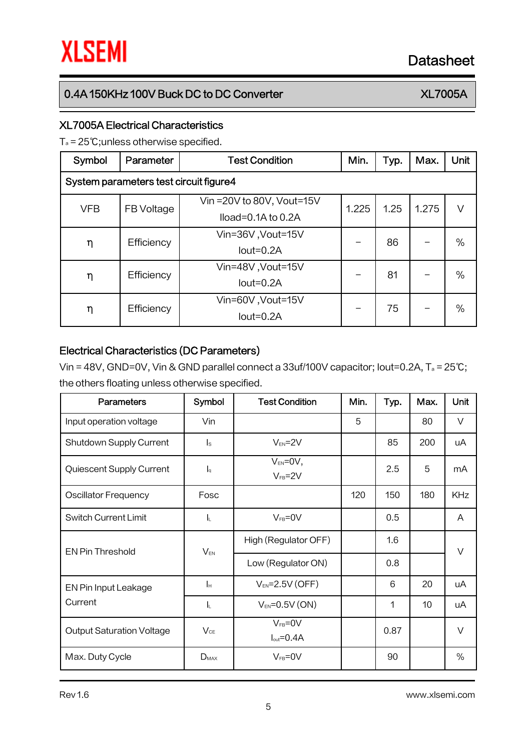## 0.4A 150KHz 100V Buck DC to DC Converter — XL7005A

### XL7005A Electrical Characteristics

$T_a$ = 25℃;unless otherwise specified.

| Symbol | Parameter | Test Condition | Min. | Typ. | Max. | Unit |
|---|---|---|---|---|---|---|
| System parameters test circuit figure4 | | | | | | |
| VFB | FB Voltage | Vin =20V to 80V, Vout=15V Iload=0.1A to 0.2A | 1.225 | 1.25 | 1.275 | V |
| η | Efficiency | Vin=36V ,Vout=15V Iout=0.2A | – | 86 | – | % |
| η | Efficiency | Vin=48V ,Vout=15V Iout=0.2A | – | 81 | – | % |
| η | Efficiency | Vin=60V ,Vout=15V Iout=0.2A | – | 75 | – | % |

### Electrical Characteristics (DC Parameters)

Vin = 48V, GND=0V, Vin & GND parallel connect a 33uf/100V capacitor; Iout=0.2A, $T_a$ = 25℃; the others floating unless otherwise specified.

| Parameters | Symbol | Test Condition | Min. | Typ. | Max. | Unit |
|---|---|---|---|---|---|---|
| Input operation voltage | Vin | | 5 | | 80 | V |
| Shutdown Supply Current | $I_S$ | $V_{EN}$=2V | | 85 | 200 | uA |
| Quiescent Supply Current | $I_q$ | $V_{EN}$=0V, $V_{FB}$=2V | | 2.5 | 5 | mA |
| Oscillator Frequency | Fosc | | 120 | 150 | 180 | KHz |
| Switch Current Limit | $I_L$ | $V_{FB}$=0V | | 0.5 | | A |
| EN Pin Threshold | $V_{EN}$ | High (Regulator OFF) | | 1.6 | | V |
| | | Low (Regulator ON) | | 0.8 | | V |
| EN Pin Input Leakage Current | $I_H$ | $V_{EN}$=2.5V (OFF) | | 6 | 20 | uA |
| | $I_L$ | $V_{EN}$=0.5V (ON) | | 1 | 10 | uA |
| Output Saturation Voltage | $V_{CE}$ | $V_{FB}$=0V $I_{out}$=0.4A | | 0.87 | | V |
| Max. Duty Cycle | $D_{MAX}$ | $V_{FB}$=0V | | 90 | | % |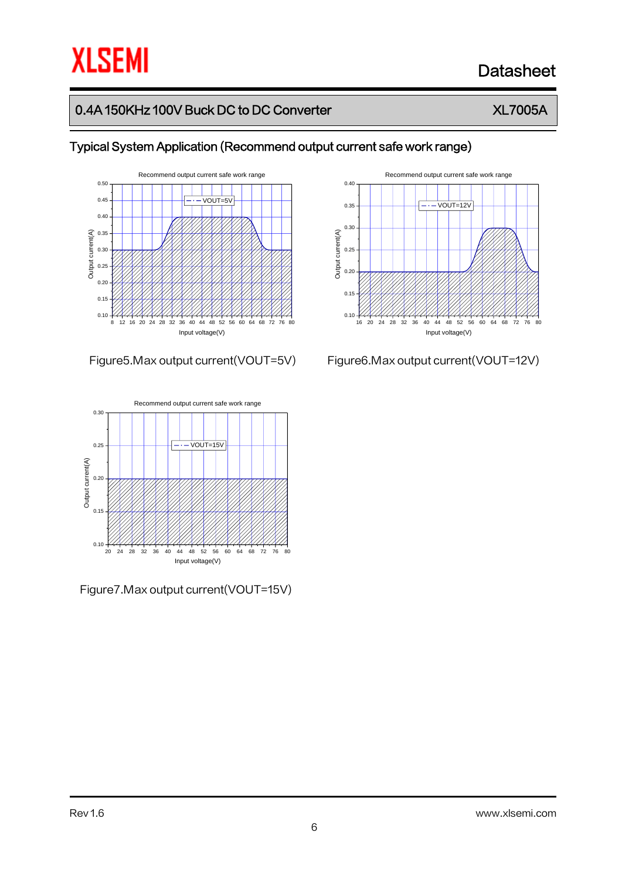## Typical System Application (Recommend output current safe work range)

Figure5.Max output current(VOUT=5V)

Figure6.Max output current(VOUT=12V)

Figure7.Max output current(VOUT=15V)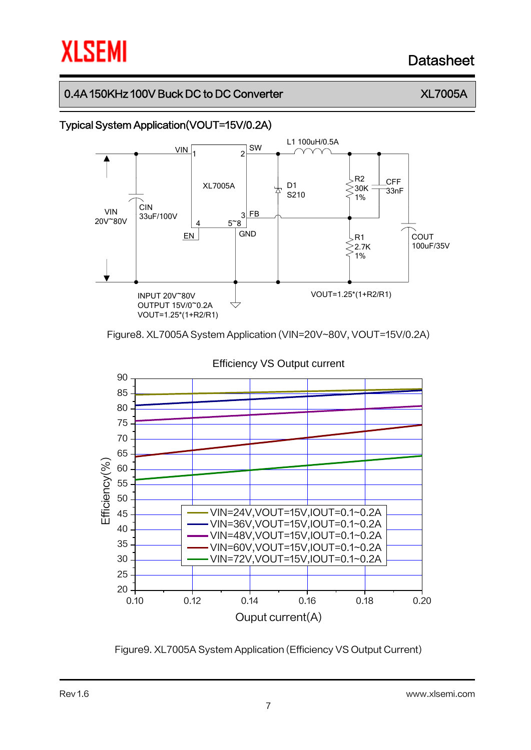## 0.4A 150KHz 100V Buck DC to DC Converter — XL7005A

### Typical System Application(VOUT=15V/0.2A)

VIN 20V~80V

CIN 33uF/100V

XL7005A: VIN (1), SW (2), FB (3), EN (4), GND (5~8)

L1 100uH/0.5A

D1 S210

R2 30K 1%

CFF 33nF

R1 2.7K 1%

COUT 100uF/35V

INPUT 20V~80V
OUTPUT 15V/0~0.2A
VOUT=1.25*(1+R2/R1)

VOUT=1.25*(1+R2/R1)

Figure8. XL7005A System Application (VIN=20V~80V, VOUT=15V/0.2A)

Efficiency VS Output current

Efficiency(%) vs. Ouput current(A)

- VIN=24V,VOUT=15V,IOUT=0.1~0.2A
- VIN=36V,VOUT=15V,IOUT=0.1~0.2A
- VIN=48V,VOUT=15V,IOUT=0.1~0.2A
- VIN=60V,VOUT=15V,IOUT=0.1~0.2A
- VIN=72V,VOUT=15V,IOUT=0.1~0.2A

Figure9. XL7005A System Application (Efficiency VS Output Current)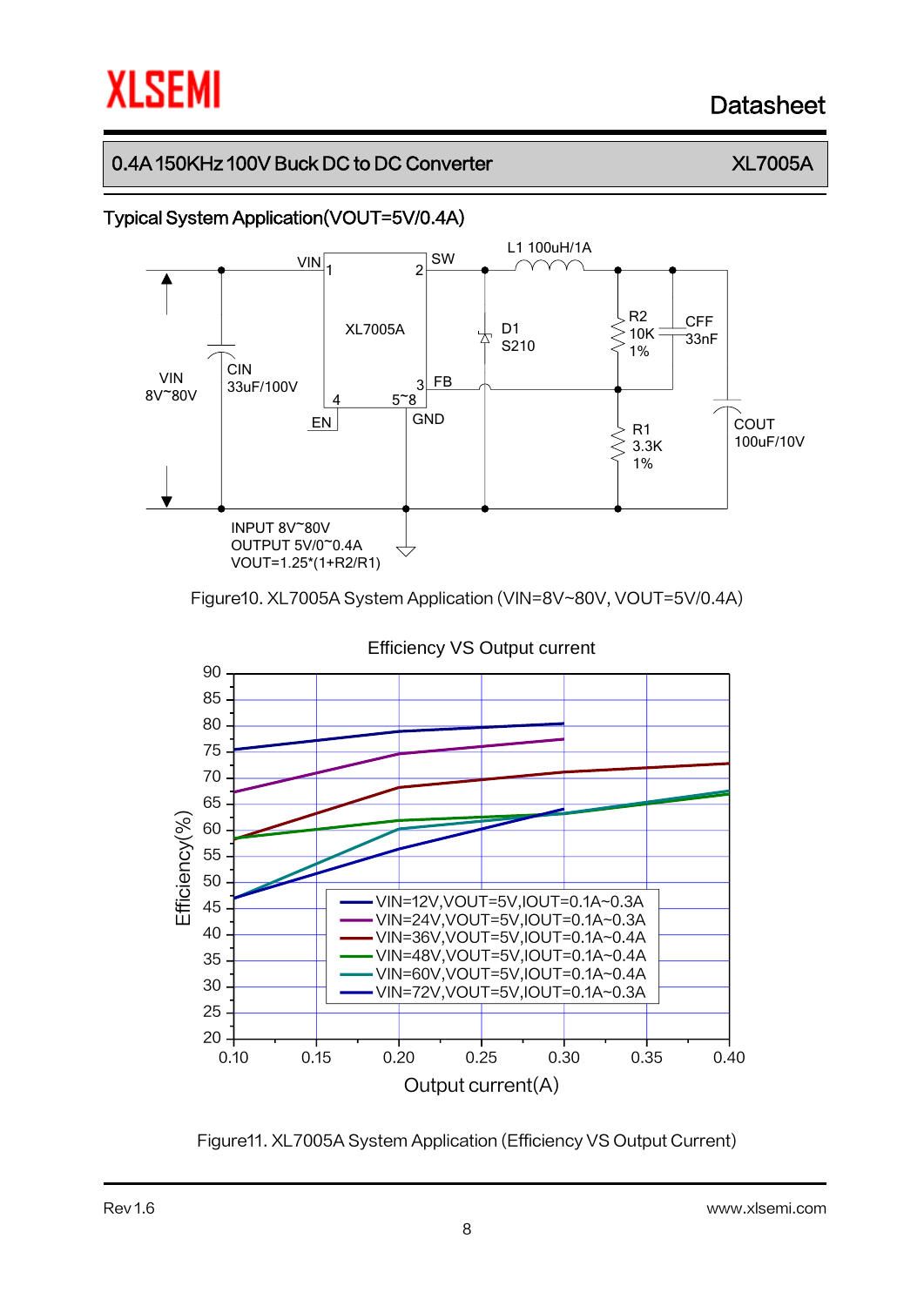# Typical System Application(VOUT=5V/0.4A)

INPUT 8V~80V
OUTPUT 5V/0~0.4A
VOUT=1.25*(1+R2/R1)

Figure10. XL7005A System Application (VIN=8V~80V, VOUT=5V/0.4A)

Figure11. XL7005A System Application (Efficiency VS Output Current)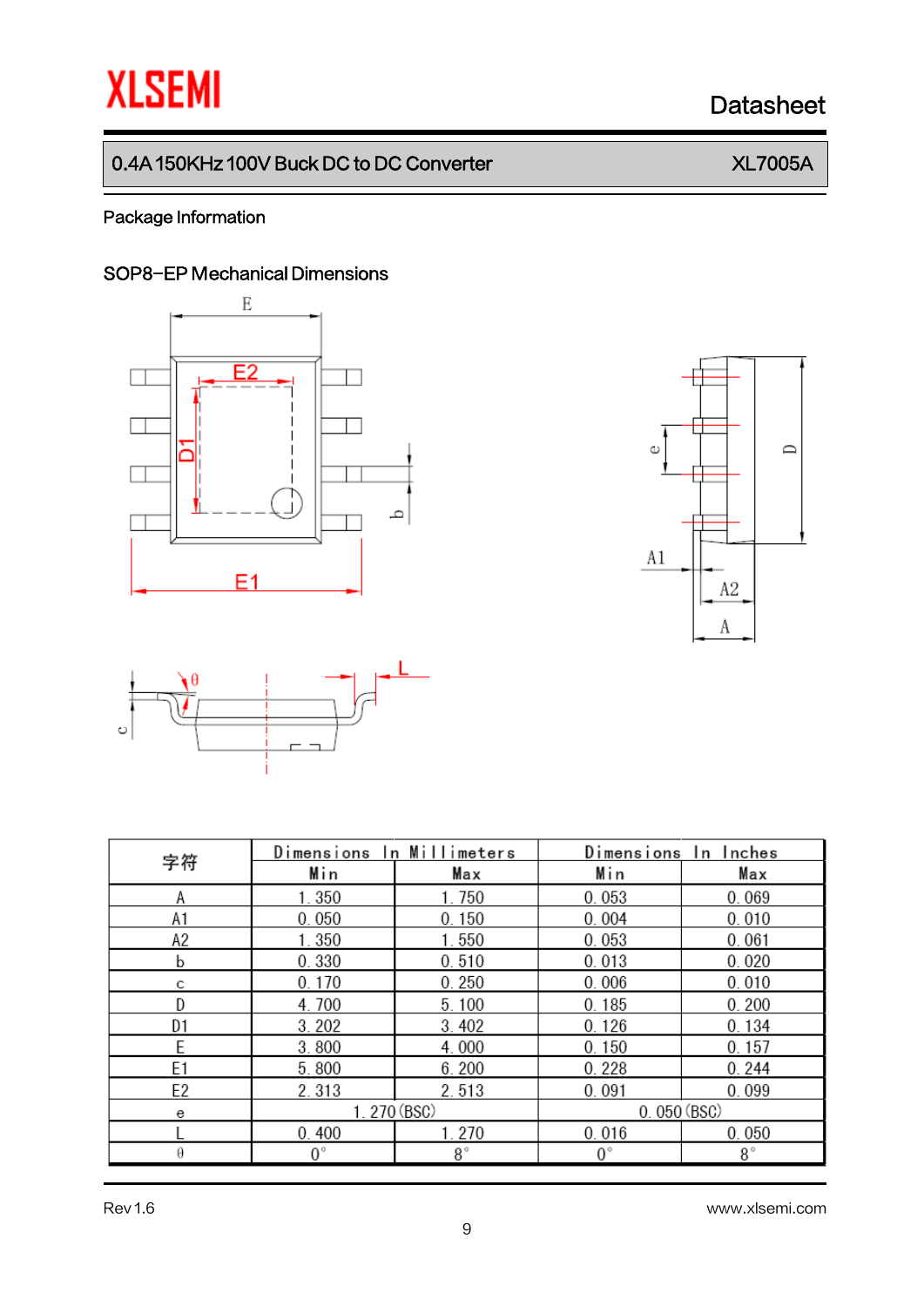## Package Information

### SOP8-EP Mechanical Dimensions

| 字符 | Dimensions In Millimeters | | Dimensions In Inches | |
|---|---|---|---|---|
| | Min | Max | Min | Max |
| A | 1.350 | 1.750 | 0.053 | 0.069 |
| A1 | 0.050 | 0.150 | 0.004 | 0.010 |
| A2 | 1.350 | 1.550 | 0.053 | 0.061 |
| b | 0.330 | 0.510 | 0.013 | 0.020 |
| c | 0.170 | 0.250 | 0.006 | 0.010 |
| D | 4.700 | 5.100 | 0.185 | 0.200 |
| D1 | 3.202 | 3.402 | 0.126 | 0.134 |
| E | 3.800 | 4.000 | 0.150 | 0.157 |
| E1 | 5.800 | 6.200 | 0.228 | 0.244 |
| E2 | 2.313 | 2.513 | 0.091 | 0.099 |
| e | 1.270(BSC) | | 0.050(BSC) | |
| L | 0.400 | 1.270 | 0.016 | 0.050 |
| θ | 0° | 8° | 0° | 8° |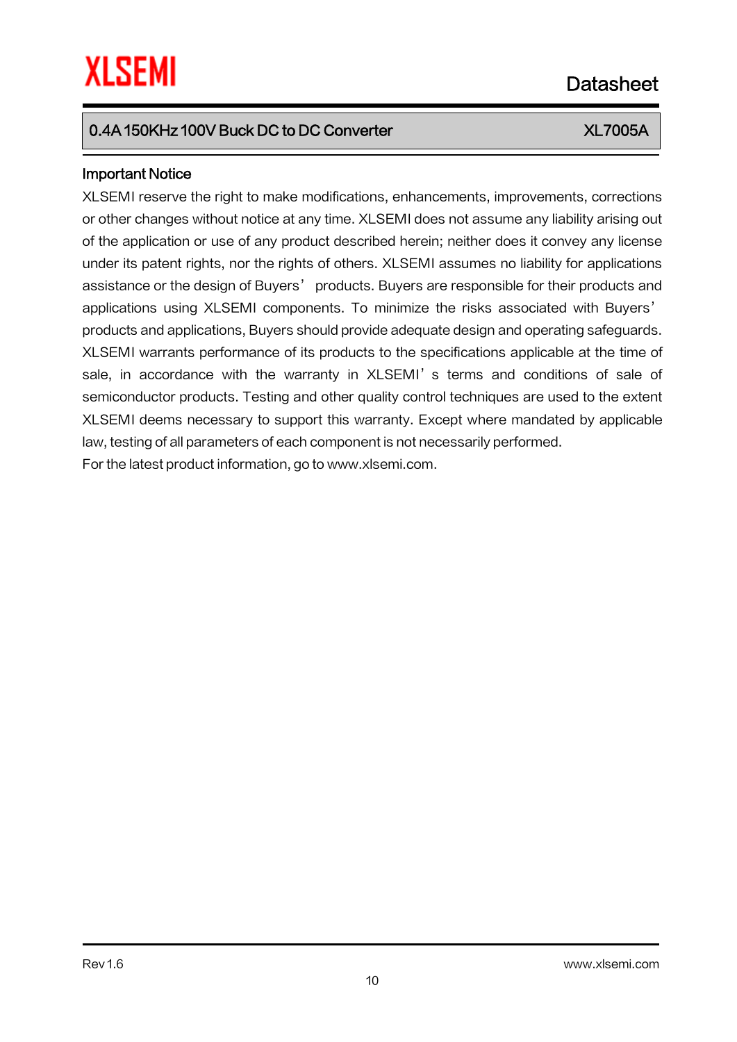## Important Notice

XLSEMI reserve the right to make modifications, enhancements, improvements, corrections or other changes without notice at any time. XLSEMI does not assume any liability arising out of the application or use of any product described herein; neither does it convey any license under its patent rights, nor the rights of others. XLSEMI assumes no liability for applications assistance or the design of Buyers' products. Buyers are responsible for their products and applications using XLSEMI components. To minimize the risks associated with Buyers' products and applications, Buyers should provide adequate design and operating safeguards. XLSEMI warrants performance of its products to the specifications applicable at the time of sale, in accordance with the warranty in XLSEMI's terms and conditions of sale of semiconductor products. Testing and other quality control techniques are used to the extent XLSEMI deems necessary to support this warranty. Except where mandated by applicable law, testing of all parameters of each component is not necessarily performed.

For the latest product information, go to www.xlsemi.com.